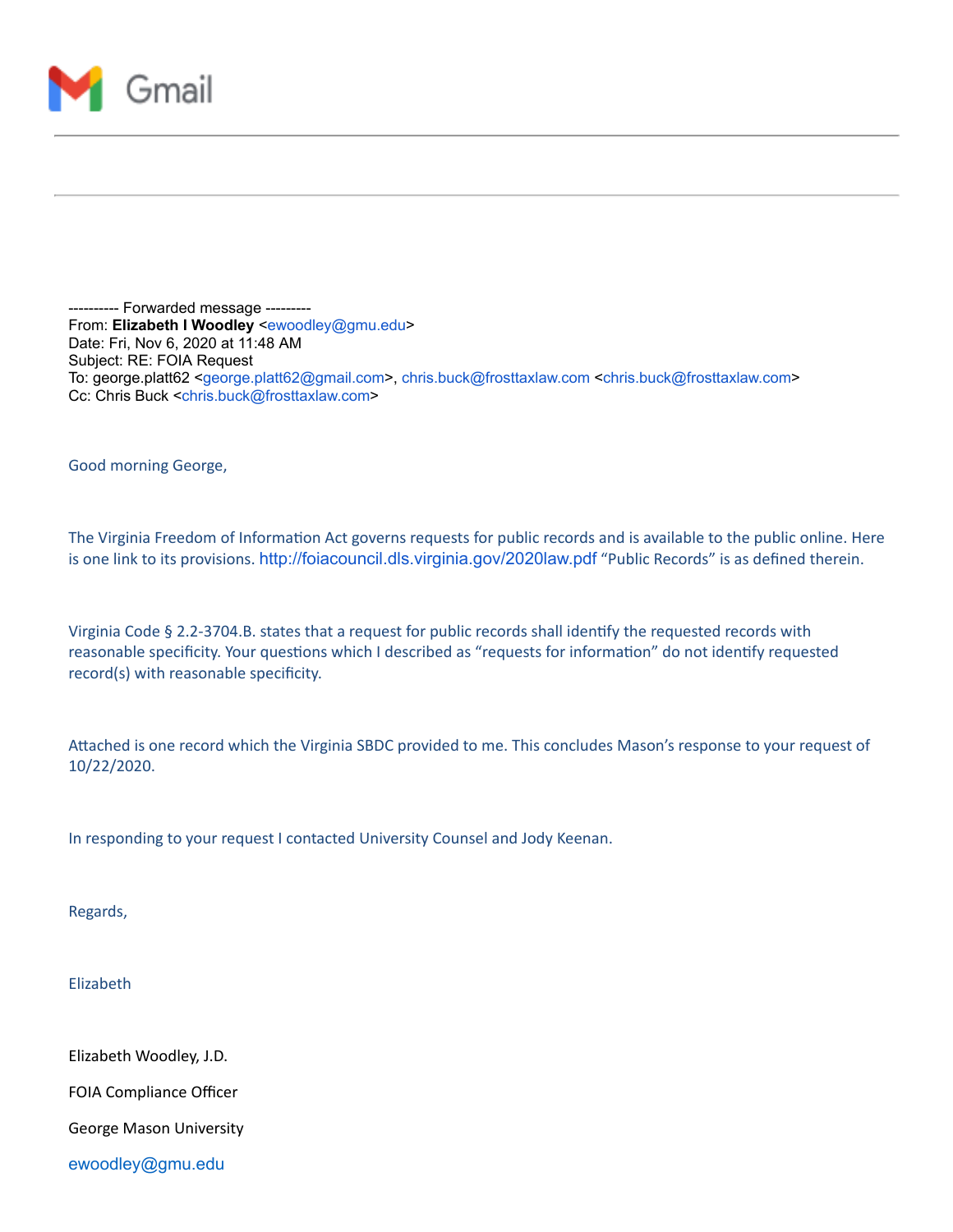Gmail

---------- Forwarded message ---------
From: **Elizabeth I Woodley** <ewoodley@gmu.edu>
Date: Fri, Nov 6, 2020 at 11:48 AM
Subject: RE: FOIA Request
To: george.platt62 <george.platt62@gmail.com>, chris.buck@frosttaxlaw.com <chris.buck@frosttaxlaw.com>
Cc: Chris Buck <chris.buck@frosttaxlaw.com>

Good morning George,

The Virginia Freedom of Information Act governs requests for public records and is available to the public online. Here is one link to its provisions. http://foiacouncil.dls.virginia.gov/2020law.pdf "Public Records" is as defined therein.

Virginia Code § 2.2-3704.B. states that a request for public records shall identify the requested records with reasonable specificity. Your questions which I described as "requests for information" do not identify requested record(s) with reasonable specificity.

Attached is one record which the Virginia SBDC provided to me. This concludes Mason's response to your request of 10/22/2020.

In responding to your request I contacted University Counsel and Jody Keenan.

Regards,

Elizabeth

Elizabeth Woodley, J.D.

FOIA Compliance Officer

George Mason University

ewoodley@gmu.edu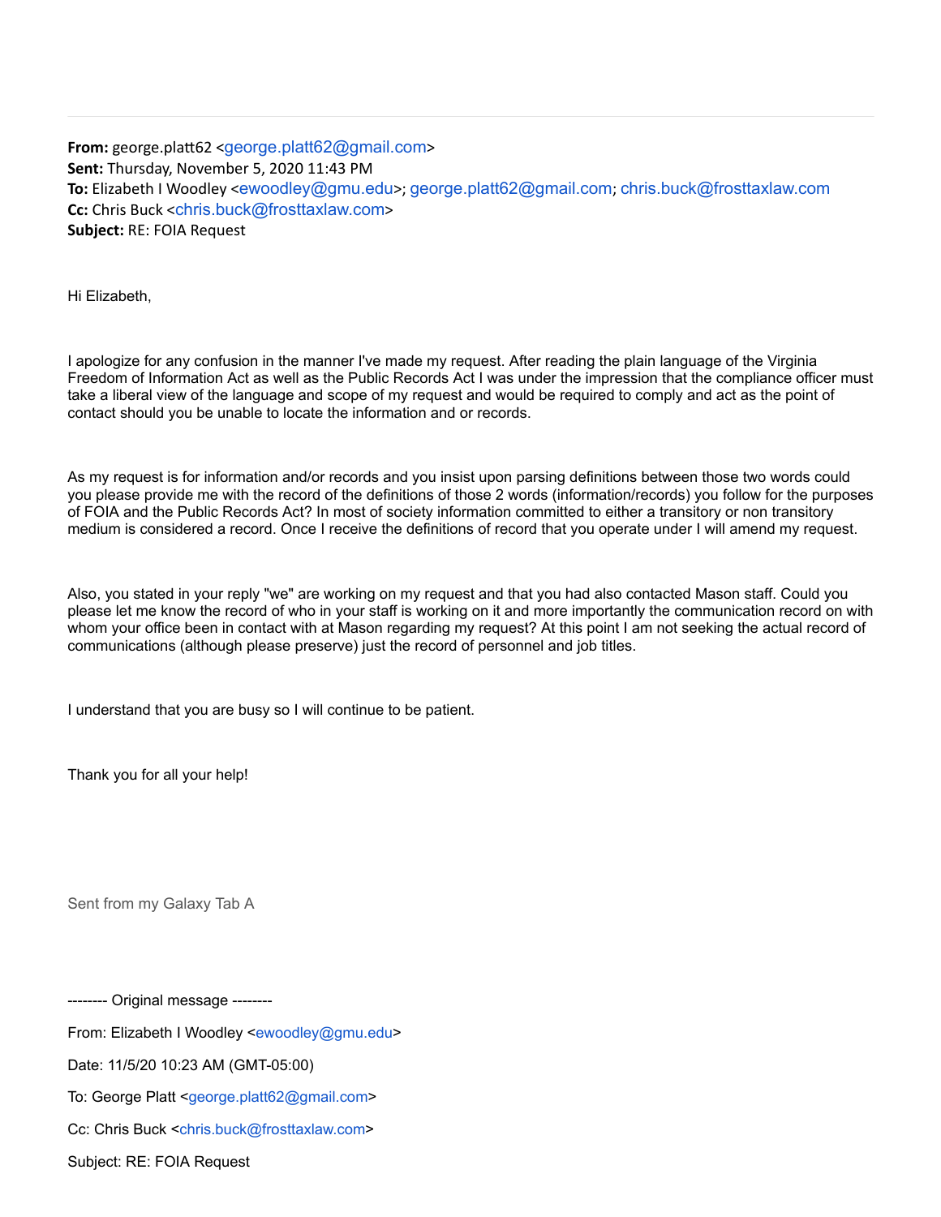**From:** george.platt62 <george.platt62@gmail.com>
**Sent:** Thursday, November 5, 2020 11:43 PM
**To:** Elizabeth I Woodley <ewoodley@gmu.edu>; george.platt62@gmail.com; chris.buck@frosttaxlaw.com
**Cc:** Chris Buck <chris.buck@frosttaxlaw.com>
**Subject:** RE: FOIA Request

Hi Elizabeth,

I apologize for any confusion in the manner I've made my request. After reading the plain language of the Virginia Freedom of Information Act as well as the Public Records Act I was under the impression that the compliance officer must take a liberal view of the language and scope of my request and would be required to comply and act as the point of contact should you be unable to locate the information and or records.

As my request is for information and/or records and you insist upon parsing definitions between those two words could you please provide me with the record of the definitions of those 2 words (information/records) you follow for the purposes of FOIA and the Public Records Act? In most of society information committed to either a transitory or non transitory medium is considered a record. Once I receive the definitions of record that you operate under I will amend my request.

Also, you stated in your reply "we" are working on my request and that you had also contacted Mason staff. Could you please let me know the record of who in your staff is working on it and more importantly the communication record on with whom your office been in contact with at Mason regarding my request? At this point I am not seeking the actual record of communications (although please preserve) just the record of personnel and job titles.

I understand that you are busy so I will continue to be patient.

Thank you for all your help!

Sent from my Galaxy Tab A

-------- Original message --------

From: Elizabeth I Woodley <ewoodley@gmu.edu>

Date: 11/5/20 10:23 AM (GMT-05:00)

To: George Platt <george.platt62@gmail.com>

Cc: Chris Buck <chris.buck@frosttaxlaw.com>

Subject: RE: FOIA Request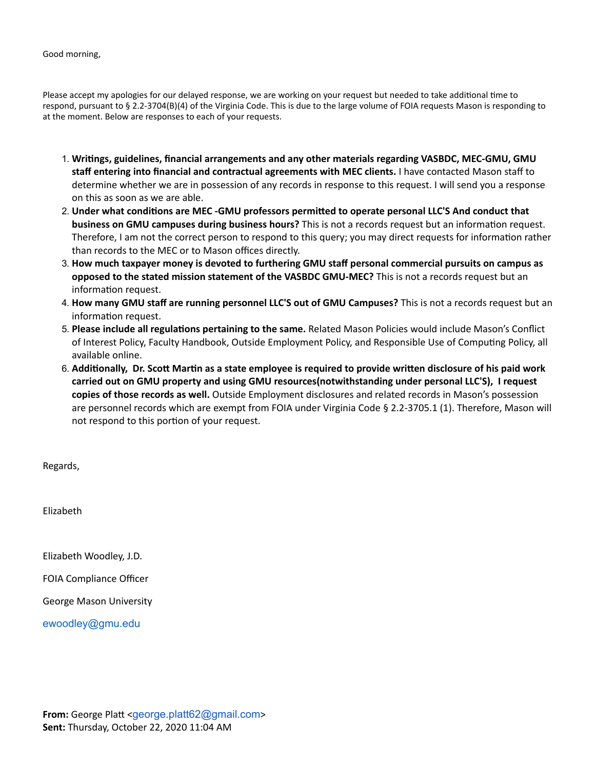Good morning,

Please accept my apologies for our delayed response, we are working on your request but needed to take additional time to respond, pursuant to § 2.2-3704(B)(4) of the Virginia Code. This is due to the large volume of FOIA requests Mason is responding to at the moment. Below are responses to each of your requests.

1. **Writings, guidelines, financial arrangements and any other materials regarding VASBDC, MEC-GMU, GMU staff entering into financial and contractual agreements with MEC clients.** I have contacted Mason staff to determine whether we are in possession of any records in response to this request. I will send you a response on this as soon as we are able.
2. **Under what conditions are MEC -GMU professors permitted to operate personal LLC'S And conduct that business on GMU campuses during business hours?** This is not a records request but an information request. Therefore, I am not the correct person to respond to this query; you may direct requests for information rather than records to the MEC or to Mason offices directly.
3. **How much taxpayer money is devoted to furthering GMU staff personal commercial pursuits on campus as opposed to the stated mission statement of the VASBDC GMU-MEC?** This is not a records request but an information request.
4. **How many GMU staff are running personnel LLC'S out of GMU Campuses?** This is not a records request but an information request.
5. **Please include all regulations pertaining to the same.** Related Mason Policies would include Mason's Conflict of Interest Policy, Faculty Handbook, Outside Employment Policy, and Responsible Use of Computing Policy, all available online.
6. **Additionally, Dr. Scott Martin as a state employee is required to provide written disclosure of his paid work carried out on GMU property and using GMU resources(notwithstanding under personal LLC'S), I request copies of those records as well.** Outside Employment disclosures and related records in Mason's possession are personnel records which are exempt from FOIA under Virginia Code § 2.2-3705.1 (1). Therefore, Mason will not respond to this portion of your request.

Regards,

Elizabeth

Elizabeth Woodley, J.D.

FOIA Compliance Officer

George Mason University

ewoodley@gmu.edu

**From:** George Platt <george.platt62@gmail.com>
**Sent:** Thursday, October 22, 2020 11:04 AM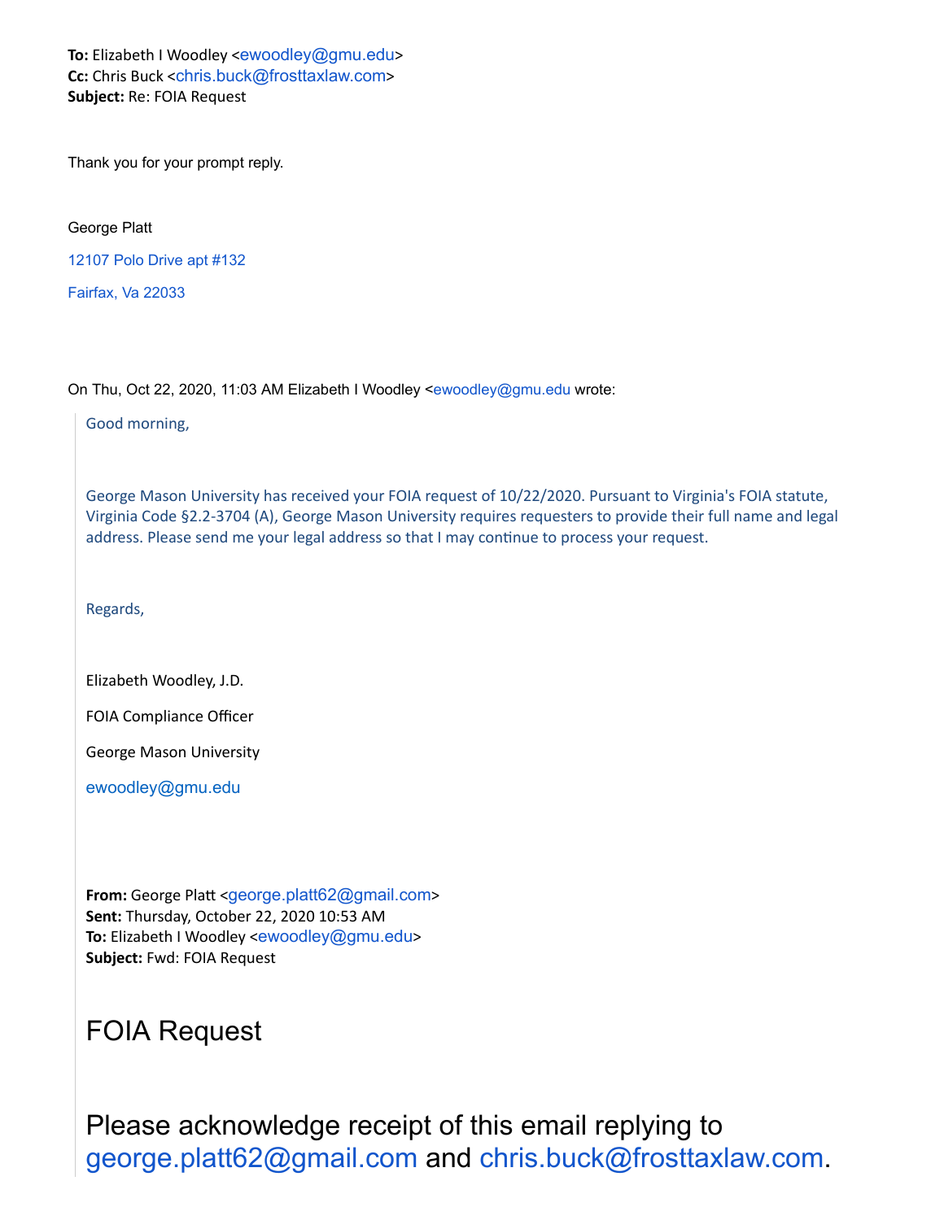**To:** Elizabeth I Woodley <ewoodley@gmu.edu>
**Cc:** Chris Buck <chris.buck@frosttaxlaw.com>
**Subject:** Re: FOIA Request

Thank you for your prompt reply.

George Platt

12107 Polo Drive apt #132

Fairfax, Va 22033

On Thu, Oct 22, 2020, 11:03 AM Elizabeth I Woodley <ewoodley@gmu.edu wrote:

> Good morning,
>
> George Mason University has received your FOIA request of 10/22/2020. Pursuant to Virginia's FOIA statute, Virginia Code §2.2-3704 (A), George Mason University requires requesters to provide their full name and legal address. Please send me your legal address so that I may continue to process your request.
>
> Regards,
>
> Elizabeth Woodley, J.D.
>
> FOIA Compliance Officer
>
> George Mason University
>
> ewoodley@gmu.edu
>
> **From:** George Platt <george.platt62@gmail.com>
> **Sent:** Thursday, October 22, 2020 10:53 AM
> **To:** Elizabeth I Woodley <ewoodley@gmu.edu>
> **Subject:** Fwd: FOIA Request
>
> # FOIA Request
>
> ## Please acknowledge receipt of this email replying to george.platt62@gmail.com and chris.buck@frosttaxlaw.com.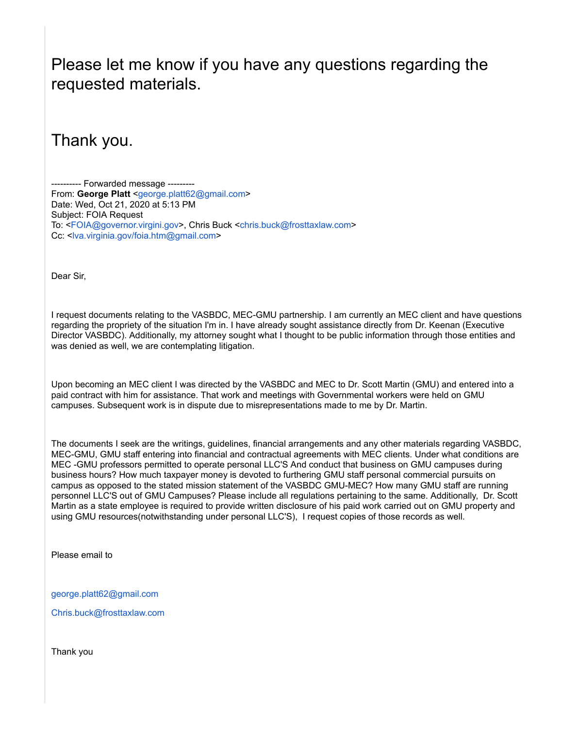Please let me know if you have any questions regarding the requested materials.

Thank you.

---------- Forwarded message ---------
From: **George Platt** <george.platt62@gmail.com>
Date: Wed, Oct 21, 2020 at 5:13 PM
Subject: FOIA Request
To: <FOIA@governor.virgini.gov>, Chris Buck <chris.buck@frosttaxlaw.com>
Cc: <lva.virginia.gov/foia.htm@gmail.com>

Dear Sir,

I request documents relating to the VASBDC, MEC-GMU partnership. I am currently an MEC client and have questions regarding the propriety of the situation I'm in. I have already sought assistance directly from Dr. Keenan (Executive Director VASBDC). Additionally, my attorney sought what I thought to be public information through those entities and was denied as well, we are contemplating litigation.

Upon becoming an MEC client I was directed by the VASBDC and MEC to Dr. Scott Martin (GMU) and entered into a paid contract with him for assistance. That work and meetings with Governmental workers were held on GMU campuses. Subsequent work is in dispute due to misrepresentations made to me by Dr. Martin.

The documents I seek are the writings, guidelines, financial arrangements and any other materials regarding VASBDC, MEC-GMU, GMU staff entering into financial and contractual agreements with MEC clients. Under what conditions are MEC -GMU professors permitted to operate personal LLC'S And conduct that business on GMU campuses during business hours? How much taxpayer money is devoted to furthering GMU staff personal commercial pursuits on campus as opposed to the stated mission statement of the VASBDC GMU-MEC? How many GMU staff are running personnel LLC'S out of GMU Campuses? Please include all regulations pertaining to the same. Additionally, Dr. Scott Martin as a state employee is required to provide written disclosure of his paid work carried out on GMU property and using GMU resources(notwithstanding under personal LLC'S), I request copies of those records as well.

Please email to

george.platt62@gmail.com

Chris.buck@frosttaxlaw.com

Thank you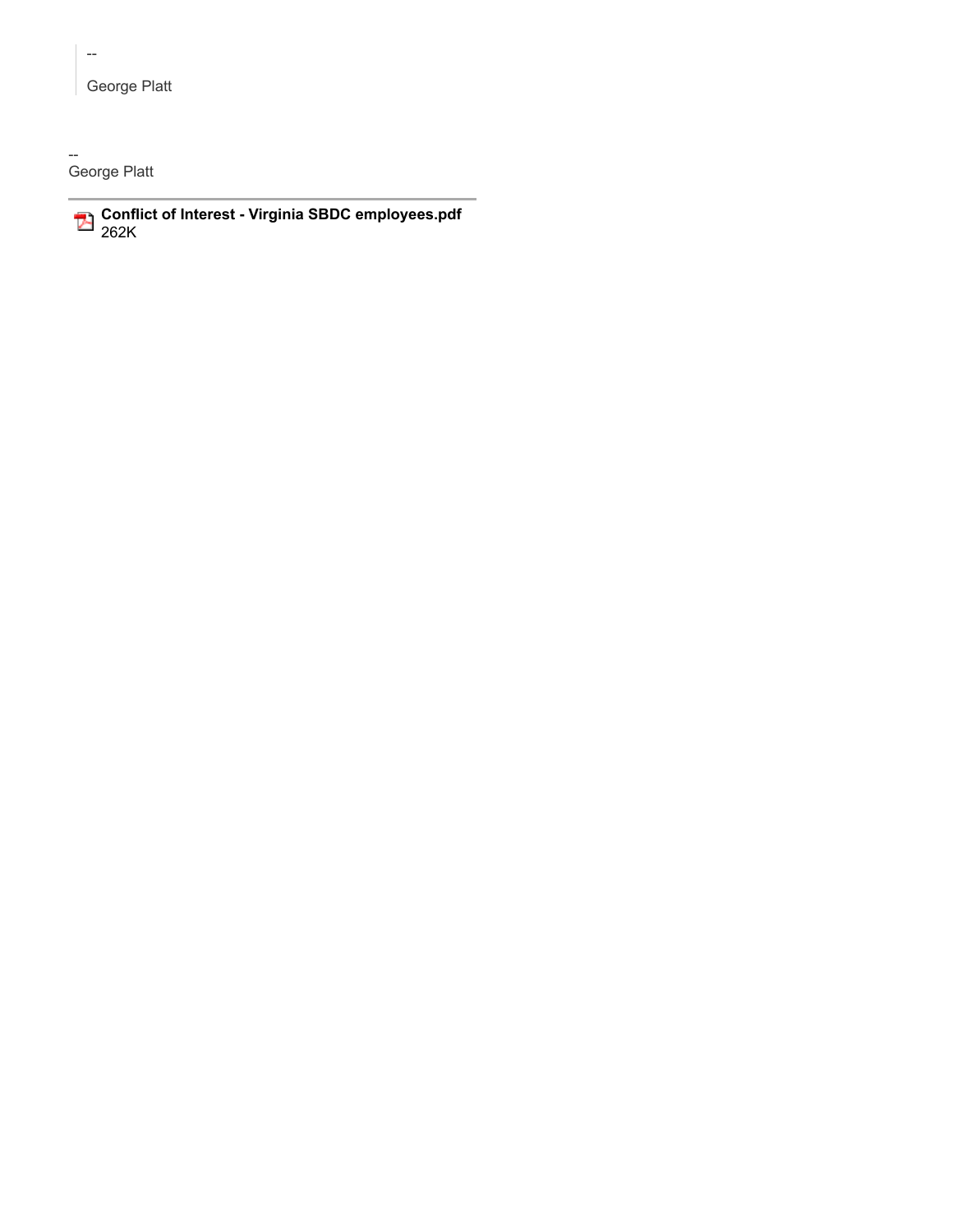> --
>
> George Platt

--
George Platt

---

**Conflict of Interest - Virginia SBDC employees.pdf**
262K